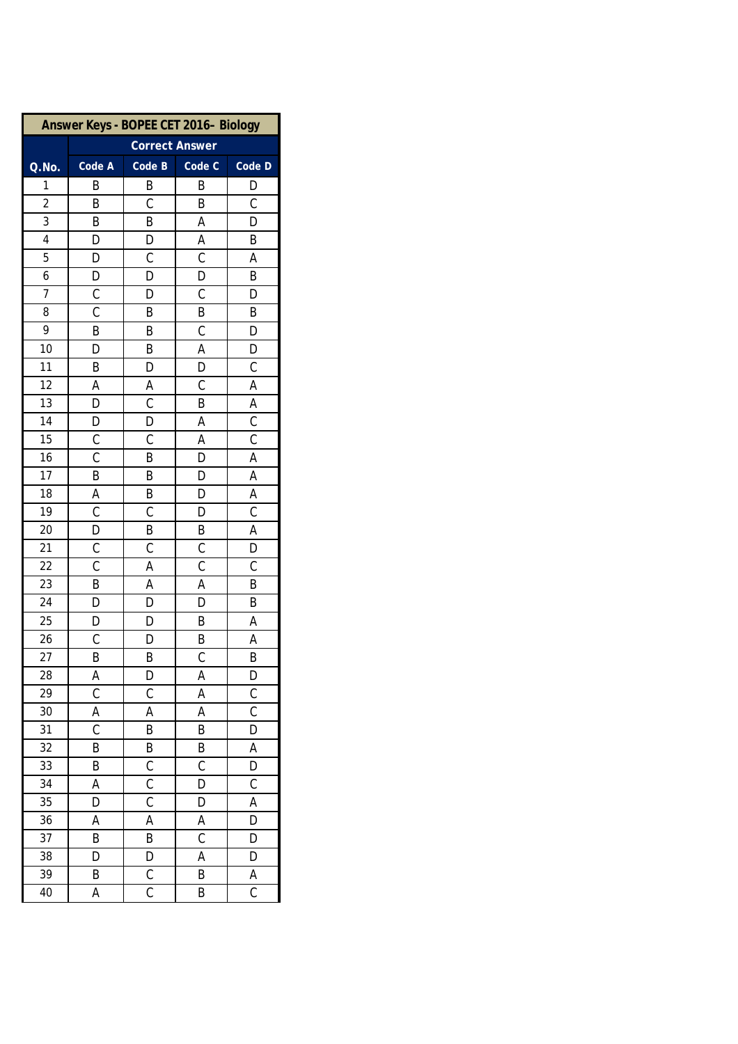| Answer Keys - BOPEE CET 2016- Biology | | | | |
|---|---|---|---|---|
| | Correct Answer | | | |
| Q.No. | Code A | Code B | Code C | Code D |
| 1 | B | B | B | D |
| 2 | B | C | B | C |
| 3 | B | B | A | D |
| 4 | D | D | A | B |
| 5 | D | C | C | A |
| 6 | D | D | D | B |
| 7 | C | D | C | D |
| 8 | C | B | B | B |
| 9 | B | B | C | D |
| 10 | D | B | A | D |
| 11 | B | D | D | C |
| 12 | A | A | C | A |
| 13 | D | C | B | A |
| 14 | D | D | A | C |
| 15 | C | C | A | C |
| 16 | C | B | D | A |
| 17 | B | B | D | A |
| 18 | A | B | D | A |
| 19 | C | C | D | C |
| 20 | D | B | B | A |
| 21 | C | C | C | D |
| 22 | C | A | C | C |
| 23 | B | A | A | B |
| 24 | D | D | D | B |
| 25 | D | D | B | A |
| 26 | C | D | B | A |
| 27 | B | B | C | B |
| 28 | A | D | A | D |
| 29 | C | C | A | C |
| 30 | A | A | A | C |
| 31 | C | B | B | D |
| 32 | B | B | B | A |
| 33 | B | C | C | D |
| 34 | A | C | D | C |
| 35 | D | C | D | A |
| 36 | A | A | A | D |
| 37 | B | B | C | D |
| 38 | D | D | A | D |
| 39 | B | C | B | A |
| 40 | A | C | B | C |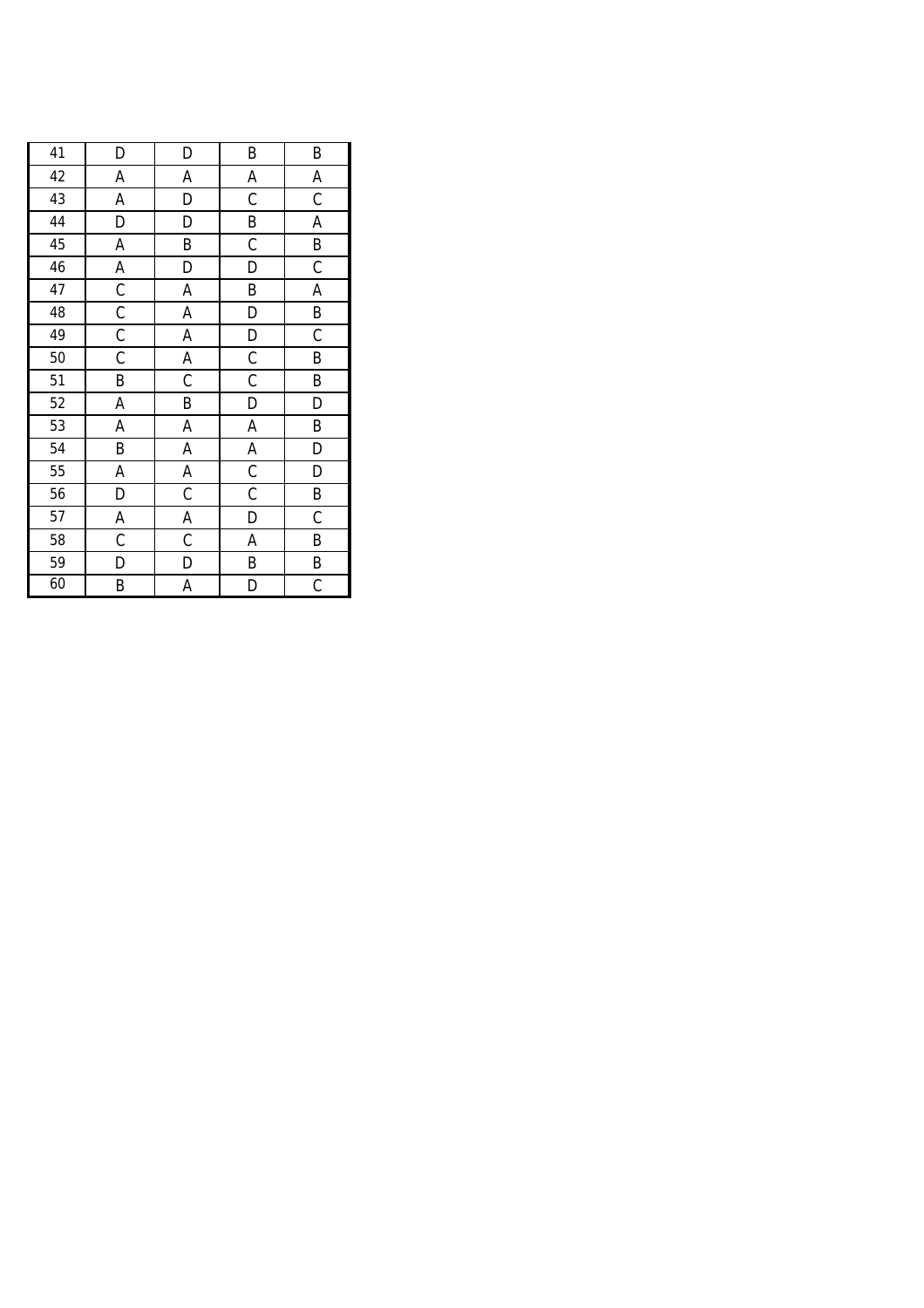| | | | | |
|---|---|---|---|---|
| 41 | D | D | B | B |
| 42 | A | A | A | A |
| 43 | A | D | C | C |
| 44 | D | D | B | A |
| 45 | A | B | C | B |
| 46 | A | D | D | C |
| 47 | C | A | B | A |
| 48 | C | A | D | B |
| 49 | C | A | D | C |
| 50 | C | A | C | B |
| 51 | B | C | C | B |
| 52 | A | B | D | D |
| 53 | A | A | A | B |
| 54 | B | A | A | D |
| 55 | A | A | C | D |
| 56 | D | C | C | B |
| 57 | A | A | D | C |
| 58 | C | C | A | B |
| 59 | D | D | B | B |
| 60 | B | A | D | C |